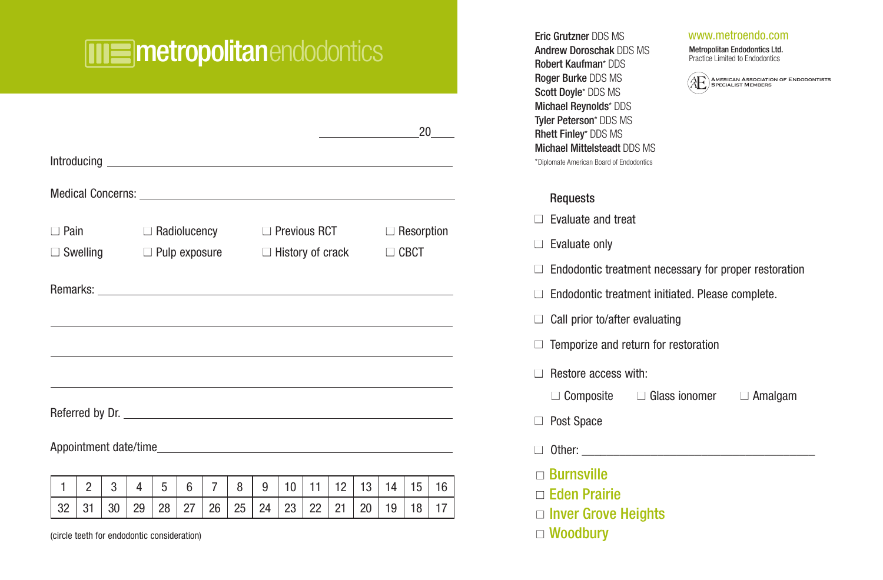# metropolitanendodontics

\_\_\_\_\_\_\_\_\_\_\_\_\_\_\_\_ 20\_\_\_\_

Introducing \_\_\_\_\_\_\_\_\_\_\_\_\_\_\_\_\_\_\_\_\_\_\_\_\_\_\_\_\_\_\_\_\_\_\_\_\_\_\_\_\_\_\_\_\_\_\_\_

Medical Concerns: \_\_\_\_\_\_\_\_\_\_\_\_\_\_\_\_\_\_\_\_\_\_\_\_\_\_\_\_\_\_\_\_\_\_\_\_\_\_\_\_\_\_\_\_

- ☐ Pain
- ☐ Radiolucency
- ☐ Previous RCT
- ☐ Resorption
- ☐ Swelling
- ☐ Pulp exposure
- ☐ History of crack
- ☐ CBCT

Remarks: \_\_\_\_\_\_\_\_\_\_\_\_\_\_\_\_\_\_\_\_\_\_\_\_\_\_\_\_\_\_\_\_\_\_\_\_\_\_\_\_\_\_\_\_\_\_\_\_\_\_\_\_

\_\_\_\_\_\_\_\_\_\_\_\_\_\_\_\_\_\_\_\_\_\_\_\_\_\_\_\_\_\_\_\_\_\_\_\_\_\_\_\_\_\_\_\_\_\_\_\_\_\_\_\_\_\_\_\_\_\_\_\_\_\_

\_\_\_\_\_\_\_\_\_\_\_\_\_\_\_\_\_\_\_\_\_\_\_\_\_\_\_\_\_\_\_\_\_\_\_\_\_\_\_\_\_\_\_\_\_\_\_\_\_\_\_\_\_\_\_\_\_\_\_\_\_\_

\_\_\_\_\_\_\_\_\_\_\_\_\_\_\_\_\_\_\_\_\_\_\_\_\_\_\_\_\_\_\_\_\_\_\_\_\_\_\_\_\_\_\_\_\_\_\_\_\_\_\_\_\_\_\_\_\_\_\_\_\_\_

Referred by Dr. \_\_\_\_\_\_\_\_\_\_\_\_\_\_\_\_\_\_\_\_\_\_\_\_\_\_\_\_\_\_\_\_\_\_\_\_\_\_\_\_\_\_\_\_\_\_\_

Appointment date/time\_\_\_\_\_\_\_\_\_\_\_\_\_\_\_\_\_\_\_\_\_\_\_\_\_\_\_\_\_\_\_\_\_\_\_\_\_\_\_\_\_\_\_

| 1 | 2 | 3 | 4 | 5 | 6 | 7 | 8 | 9 | 10 | 11 | 12 | 13 | 14 | 15 | 16 |
|---|---|---|---|---|---|---|---|---|---|---|---|---|---|---|---|
| 32 | 31 | 30 | 29 | 28 | 27 | 26 | 25 | 24 | 23 | 22 | 21 | 20 | 19 | 18 | 17 |

(circle teeth for endodontic consideration)

**Eric Grutzner** DDS MS
**Andrew Doroschak** DDS MS
**Robert Kaufman*** DDS
**Roger Burke** DDS MS
**Scott Doyle*** DDS MS
**Michael Reynolds*** DDS
**Tyler Peterson*** DDS MS
**Rhett Finley*** DDS MS
**Michael Mittelsteadt** DDS MS

*Diplomate American Board of Endodontics

www.metroendo.com

**Metropolitan Endodontics Ltd.**
Practice Limited to Endodontics

American Association of Endodontists
Specialist Members

## Requests

- ☐ Evaluate and treat
- ☐ Evaluate only
- ☐ Endodontic treatment necessary for proper restoration
- ☐ Endodontic treatment initiated. Please complete.
- ☐ Call prior to/after evaluating
- ☐ Temporize and return for restoration
- ☐ Restore access with:
  - ☐ Composite
  - ☐ Glass ionomer
  - ☐ Amalgam
- ☐ Post Space
- ☐ Other: \_\_\_\_\_\_\_\_\_\_\_\_\_\_\_\_\_\_\_\_\_\_\_\_\_\_\_\_\_\_\_\_\_\_\_\_\_\_\_\_

- ☐ **Burnsville**
- ☐ **Eden Prairie**
- ☐ **Inver Grove Heights**
- ☐ **Woodbury**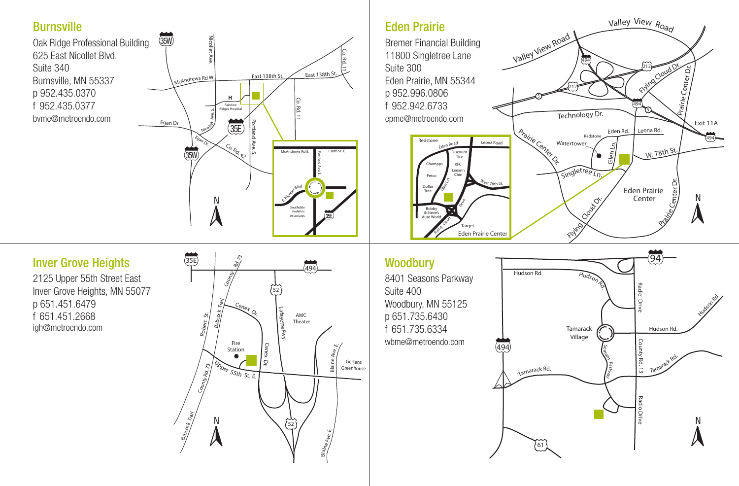## Burnsville

Oak Ridge Professional Building
625 East Nicollet Blvd.
Suite 340
Burnsville, MN 55337
p 952.435.0370
f 952.435.0377
bvme@metroendo.com

35W
Nicollet Ave.
Co.Rd. 11
McAndrews Rd W.
East 138th St.
East 138th St.
H
Fairview Ridges Hospital
Co. Rd. 11
Egan Dr.
Nicollet Ave. S.
35E
Portland Ave. S.
Egan Dr.
35W
Co. Rd. 42
McAndrews Rd E.
Portland Ave. S.
138th St. E.
E. Nicollet Blvd.
Southdale Pediatric Associates
35E
N

## Eden Prairie

Bremer Financial Building
11800 Singletree Lane
Suite 300
Eden Prairie, MN 55344
p 952.996.0806
f 952.942.6733
epme@metroendo.com

Valley View Road
Valley View Road
494
212
Flying Cloud Dr.
Prairie Center Dr.
5
212
494
5
Technology Dr.
Exit 11A
494
Prairie Center Dr.
Redstone
Eden Rd.
Leona Rd.
Watertower
Glen Ln.
W. 78th St.
Singletree Ln.
Eden Prairie Center
Flying Cloud Dr.
Prairie Center Dr.
N
Redstone
Eden Road
Leona Road
Discount Tire
Champps
KFC
Leeann Chin
Petco
Glen Ln
West 78th St.
Dollar Tree
Drive
Bobby & Steve's Auto World
Flying Cloud
Target
Eden Prairie Center

## Inver Grove Heights

2125 Upper 55th Street East
Inver Grove Heights, MN 55077
p 651.451.6479
f 651.451.2668
igh@metroendo.com

35E
County Rd. 73
494
52
Robert St.
Babcock Trail
Cenex Dr.
Lafayette Fwy.
AMC Theater
Fire Station
Cenex Dr.
Blaine Ave. E.
Gertens Greenhouse
Upper 55th St. E.
County Rd 73
Babcock Trail
N
52
Blaine Ave. E.

## Woodbury

8401 Seasons Parkway
Suite 400
Woodbury, MN 55125
p 651.735.6430
f 651.735.6334
wbme@metroendo.com

94
Hudson Rd.
Hudson Rd.
Radio Drive
Hudson Rd.
Tamarack Village
Hudson Rd.
494
County Rd. 13
Seasons Parkway
Tamarack Rd.
Tamarack Rd.
Radio Drive
61
N